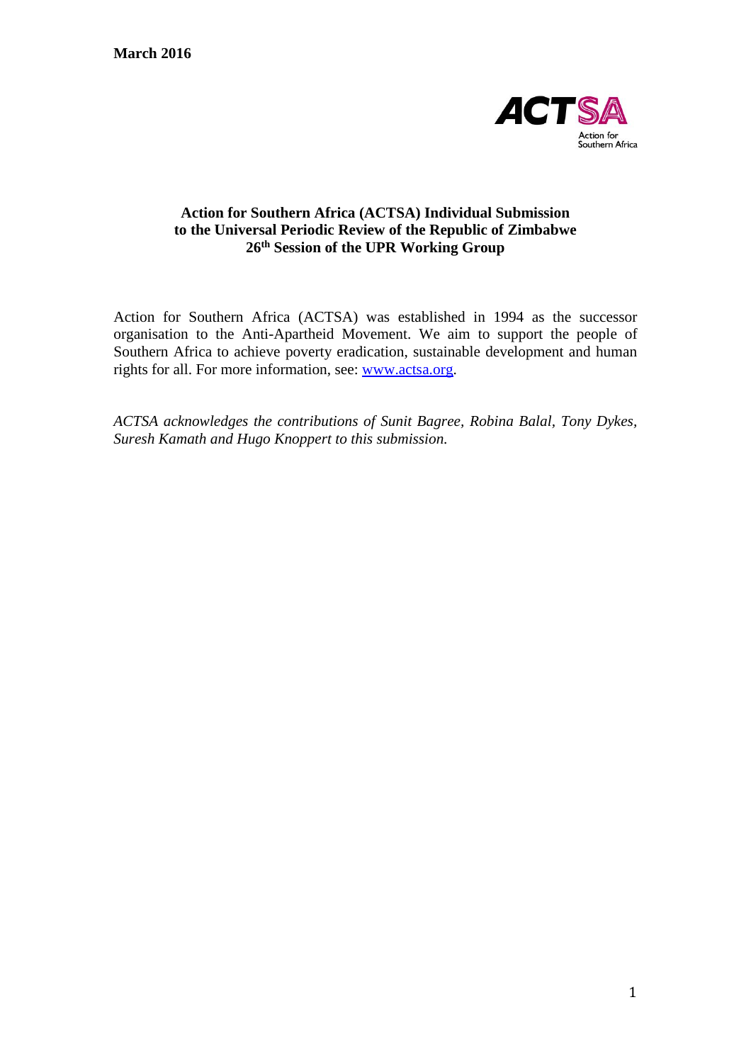**March 2016**

ACTSA
Action for Southern Africa

# Action for Southern Africa (ACTSA) Individual Submission to the Universal Periodic Review of the Republic of Zimbabwe 26th Session of the UPR Working Group

Action for Southern Africa (ACTSA) was established in 1994 as the successor organisation to the Anti-Apartheid Movement. We aim to support the people of Southern Africa to achieve poverty eradication, sustainable development and human rights for all. For more information, see: [www.actsa.org](http://www.actsa.org).

*ACTSA acknowledges the contributions of Sunit Bagree, Robina Balal, Tony Dykes, Suresh Kamath and Hugo Knoppert to this submission.*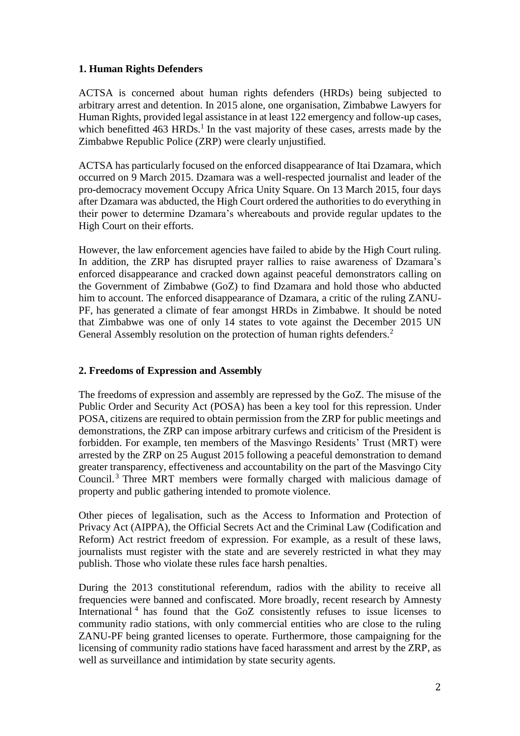## 1. Human Rights Defenders

ACTSA is concerned about human rights defenders (HRDs) being subjected to arbitrary arrest and detention. In 2015 alone, one organisation, Zimbabwe Lawyers for Human Rights, provided legal assistance in at least 122 emergency and follow-up cases, which benefitted 463 HRDs.[1] In the vast majority of these cases, arrests made by the Zimbabwe Republic Police (ZRP) were clearly unjustified.

ACTSA has particularly focused on the enforced disappearance of Itai Dzamara, which occurred on 9 March 2015. Dzamara was a well-respected journalist and leader of the pro-democracy movement Occupy Africa Unity Square. On 13 March 2015, four days after Dzamara was abducted, the High Court ordered the authorities to do everything in their power to determine Dzamara's whereabouts and provide regular updates to the High Court on their efforts.

However, the law enforcement agencies have failed to abide by the High Court ruling. In addition, the ZRP has disrupted prayer rallies to raise awareness of Dzamara's enforced disappearance and cracked down against peaceful demonstrators calling on the Government of Zimbabwe (GoZ) to find Dzamara and hold those who abducted him to account. The enforced disappearance of Dzamara, a critic of the ruling ZANU-PF, has generated a climate of fear amongst HRDs in Zimbabwe. It should be noted that Zimbabwe was one of only 14 states to vote against the December 2015 UN General Assembly resolution on the protection of human rights defenders.[2]

## 2. Freedoms of Expression and Assembly

The freedoms of expression and assembly are repressed by the GoZ. The misuse of the Public Order and Security Act (POSA) has been a key tool for this repression. Under POSA, citizens are required to obtain permission from the ZRP for public meetings and demonstrations, the ZRP can impose arbitrary curfews and criticism of the President is forbidden. For example, ten members of the Masvingo Residents' Trust (MRT) were arrested by the ZRP on 25 August 2015 following a peaceful demonstration to demand greater transparency, effectiveness and accountability on the part of the Masvingo City Council.[3] Three MRT members were formally charged with malicious damage of property and public gathering intended to promote violence.

Other pieces of legalisation, such as the Access to Information and Protection of Privacy Act (AIPPA), the Official Secrets Act and the Criminal Law (Codification and Reform) Act restrict freedom of expression. For example, as a result of these laws, journalists must register with the state and are severely restricted in what they may publish. Those who violate these rules face harsh penalties.

During the 2013 constitutional referendum, radios with the ability to receive all frequencies were banned and confiscated. More broadly, recent research by Amnesty International[4] has found that the GoZ consistently refuses to issue licenses to community radio stations, with only commercial entities who are close to the ruling ZANU-PF being granted licenses to operate. Furthermore, those campaigning for the licensing of community radio stations have faced harassment and arrest by the ZRP, as well as surveillance and intimidation by state security agents.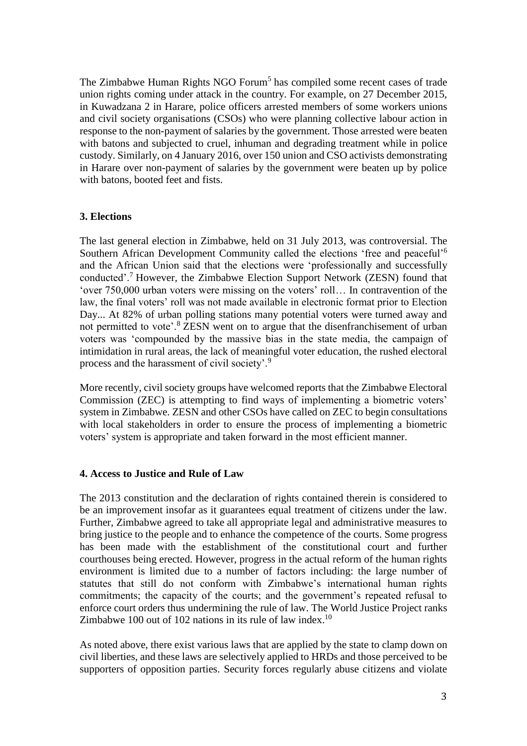The Zimbabwe Human Rights NGO Forum[5] has compiled some recent cases of trade union rights coming under attack in the country. For example, on 27 December 2015, in Kuwadzana 2 in Harare, police officers arrested members of some workers unions and civil society organisations (CSOs) who were planning collective labour action in response to the non-payment of salaries by the government. Those arrested were beaten with batons and subjected to cruel, inhuman and degrading treatment while in police custody. Similarly, on 4 January 2016, over 150 union and CSO activists demonstrating in Harare over non-payment of salaries by the government were beaten up by police with batons, booted feet and fists.

### 3. Elections

The last general election in Zimbabwe, held on 31 July 2013, was controversial. The Southern African Development Community called the elections 'free and peaceful'[6] and the African Union said that the elections were 'professionally and successfully conducted'.[7] However, the Zimbabwe Election Support Network (ZESN) found that 'over 750,000 urban voters were missing on the voters' roll… In contravention of the law, the final voters' roll was not made available in electronic format prior to Election Day... At 82% of urban polling stations many potential voters were turned away and not permitted to vote'.[8] ZESN went on to argue that the disenfranchisement of urban voters was 'compounded by the massive bias in the state media, the campaign of intimidation in rural areas, the lack of meaningful voter education, the rushed electoral process and the harassment of civil society'.[9]

More recently, civil society groups have welcomed reports that the Zimbabwe Electoral Commission (ZEC) is attempting to find ways of implementing a biometric voters' system in Zimbabwe. ZESN and other CSOs have called on ZEC to begin consultations with local stakeholders in order to ensure the process of implementing a biometric voters' system is appropriate and taken forward in the most efficient manner.

### 4. Access to Justice and Rule of Law

The 2013 constitution and the declaration of rights contained therein is considered to be an improvement insofar as it guarantees equal treatment of citizens under the law. Further, Zimbabwe agreed to take all appropriate legal and administrative measures to bring justice to the people and to enhance the competence of the courts. Some progress has been made with the establishment of the constitutional court and further courthouses being erected. However, progress in the actual reform of the human rights environment is limited due to a number of factors including: the large number of statutes that still do not conform with Zimbabwe's international human rights commitments; the capacity of the courts; and the government's repeated refusal to enforce court orders thus undermining the rule of law. The World Justice Project ranks Zimbabwe 100 out of 102 nations in its rule of law index.[10]

As noted above, there exist various laws that are applied by the state to clamp down on civil liberties, and these laws are selectively applied to HRDs and those perceived to be supporters of opposition parties. Security forces regularly abuse citizens and violate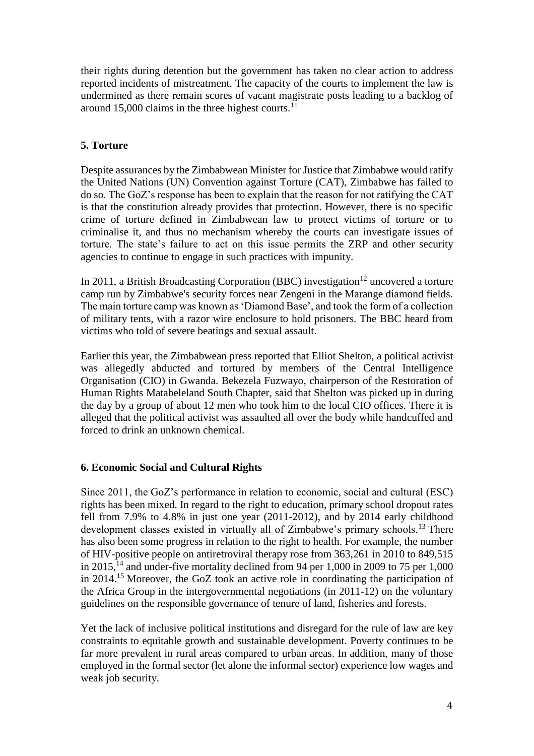their rights during detention but the government has taken no clear action to address reported incidents of mistreatment. The capacity of the courts to implement the law is undermined as there remain scores of vacant magistrate posts leading to a backlog of around 15,000 claims in the three highest courts.[11]

## 5. Torture

Despite assurances by the Zimbabwean Minister for Justice that Zimbabwe would ratify the United Nations (UN) Convention against Torture (CAT), Zimbabwe has failed to do so. The GoZ's response has been to explain that the reason for not ratifying the CAT is that the constitution already provides that protection. However, there is no specific crime of torture defined in Zimbabwean law to protect victims of torture or to criminalise it, and thus no mechanism whereby the courts can investigate issues of torture. The state's failure to act on this issue permits the ZRP and other security agencies to continue to engage in such practices with impunity.

In 2011, a British Broadcasting Corporation (BBC) investigation[12] uncovered a torture camp run by Zimbabwe's security forces near Zengeni in the Marange diamond fields. The main torture camp was known as 'Diamond Base', and took the form of a collection of military tents, with a razor wire enclosure to hold prisoners. The BBC heard from victims who told of severe beatings and sexual assault.

Earlier this year, the Zimbabwean press reported that Elliot Shelton, a political activist was allegedly abducted and tortured by members of the Central Intelligence Organisation (CIO) in Gwanda. Bekezela Fuzwayo, chairperson of the Restoration of Human Rights Matabeleland South Chapter, said that Shelton was picked up in during the day by a group of about 12 men who took him to the local CIO offices. There it is alleged that the political activist was assaulted all over the body while handcuffed and forced to drink an unknown chemical.

## 6. Economic Social and Cultural Rights

Since 2011, the GoZ's performance in relation to economic, social and cultural (ESC) rights has been mixed. In regard to the right to education, primary school dropout rates fell from 7.9% to 4.8% in just one year (2011-2012), and by 2014 early childhood development classes existed in virtually all of Zimbabwe's primary schools.[13] There has also been some progress in relation to the right to health. For example, the number of HIV-positive people on antiretroviral therapy rose from 363,261 in 2010 to 849,515 in 2015,[14] and under-five mortality declined from 94 per 1,000 in 2009 to 75 per 1,000 in 2014.[15] Moreover, the GoZ took an active role in coordinating the participation of the Africa Group in the intergovernmental negotiations (in 2011-12) on the voluntary guidelines on the responsible governance of tenure of land, fisheries and forests.

Yet the lack of inclusive political institutions and disregard for the rule of law are key constraints to equitable growth and sustainable development. Poverty continues to be far more prevalent in rural areas compared to urban areas. In addition, many of those employed in the formal sector (let alone the informal sector) experience low wages and weak job security.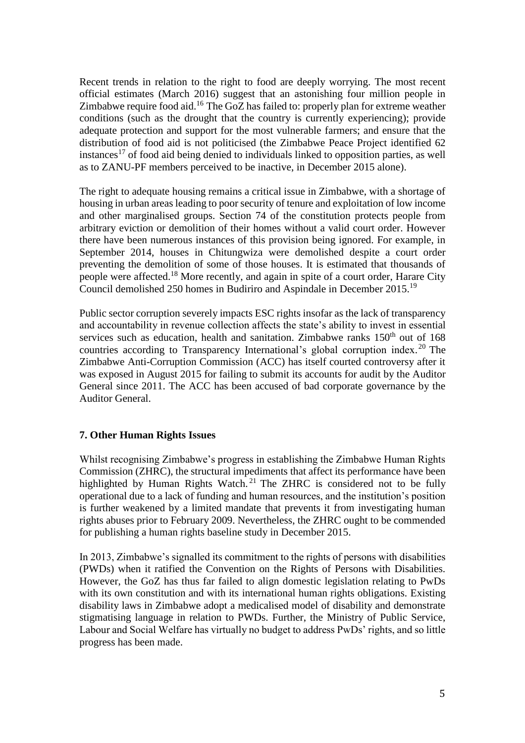Recent trends in relation to the right to food are deeply worrying. The most recent official estimates (March 2016) suggest that an astonishing four million people in Zimbabwe require food aid.[16] The GoZ has failed to: properly plan for extreme weather conditions (such as the drought that the country is currently experiencing); provide adequate protection and support for the most vulnerable farmers; and ensure that the distribution of food aid is not politicised (the Zimbabwe Peace Project identified 62 instances[17] of food aid being denied to individuals linked to opposition parties, as well as to ZANU-PF members perceived to be inactive, in December 2015 alone).

The right to adequate housing remains a critical issue in Zimbabwe, with a shortage of housing in urban areas leading to poor security of tenure and exploitation of low income and other marginalised groups. Section 74 of the constitution protects people from arbitrary eviction or demolition of their homes without a valid court order. However there have been numerous instances of this provision being ignored. For example, in September 2014, houses in Chitungwiza were demolished despite a court order preventing the demolition of some of those houses. It is estimated that thousands of people were affected.[18] More recently, and again in spite of a court order, Harare City Council demolished 250 homes in Budiriro and Aspindale in December 2015.[19]

Public sector corruption severely impacts ESC rights insofar as the lack of transparency and accountability in revenue collection affects the state's ability to invest in essential services such as education, health and sanitation. Zimbabwe ranks 150th out of 168 countries according to Transparency International's global corruption index.[20] The Zimbabwe Anti-Corruption Commission (ACC) has itself courted controversy after it was exposed in August 2015 for failing to submit its accounts for audit by the Auditor General since 2011. The ACC has been accused of bad corporate governance by the Auditor General.

## 7. Other Human Rights Issues

Whilst recognising Zimbabwe's progress in establishing the Zimbabwe Human Rights Commission (ZHRC), the structural impediments that affect its performance have been highlighted by Human Rights Watch.[21] The ZHRC is considered not to be fully operational due to a lack of funding and human resources, and the institution's position is further weakened by a limited mandate that prevents it from investigating human rights abuses prior to February 2009. Nevertheless, the ZHRC ought to be commended for publishing a human rights baseline study in December 2015.

In 2013, Zimbabwe's signalled its commitment to the rights of persons with disabilities (PWDs) when it ratified the Convention on the Rights of Persons with Disabilities. However, the GoZ has thus far failed to align domestic legislation relating to PwDs with its own constitution and with its international human rights obligations. Existing disability laws in Zimbabwe adopt a medicalised model of disability and demonstrate stigmatising language in relation to PWDs. Further, the Ministry of Public Service, Labour and Social Welfare has virtually no budget to address PwDs' rights, and so little progress has been made.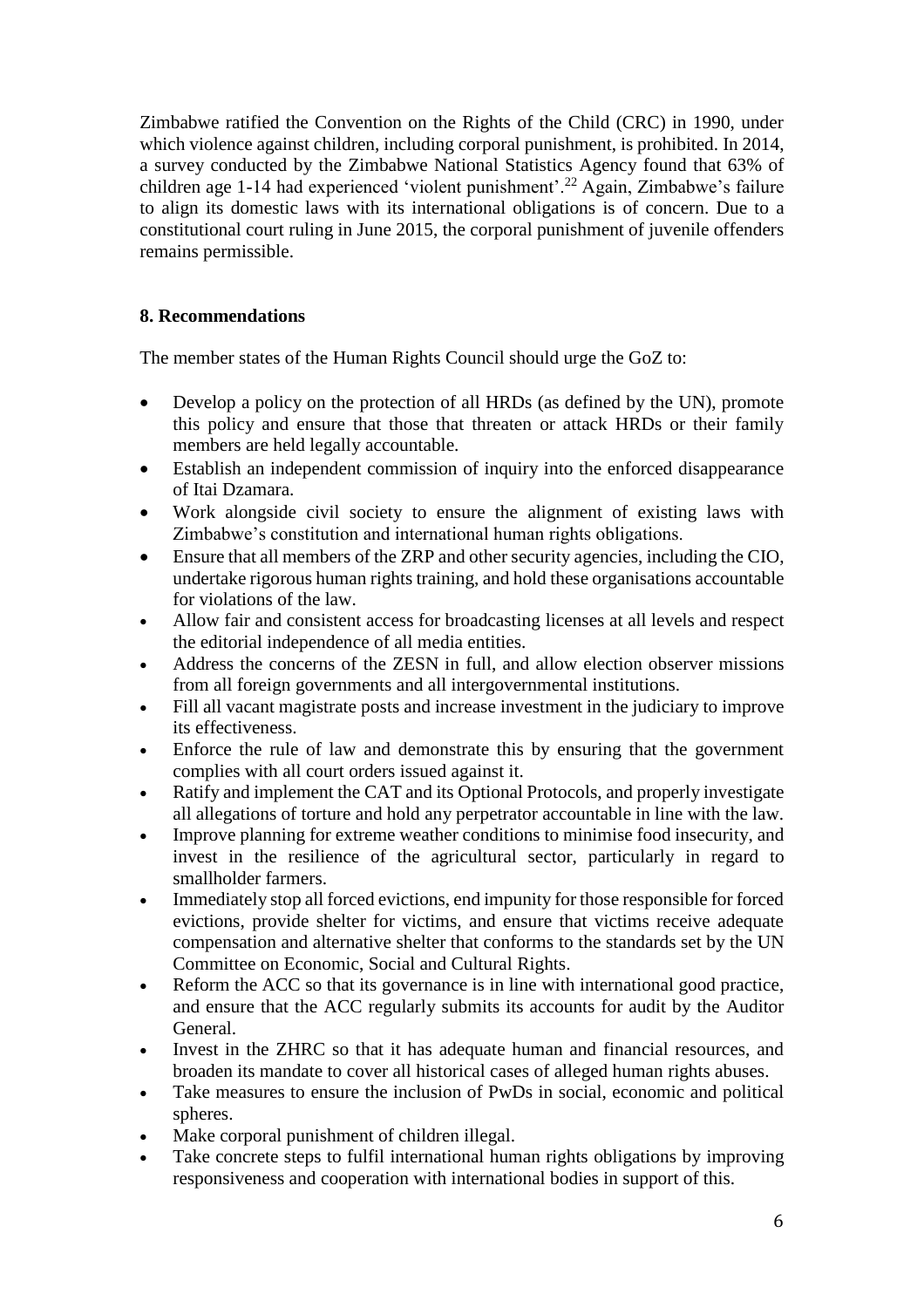Zimbabwe ratified the Convention on the Rights of the Child (CRC) in 1990, under which violence against children, including corporal punishment, is prohibited. In 2014, a survey conducted by the Zimbabwe National Statistics Agency found that 63% of children age 1-14 had experienced 'violent punishment'.[22] Again, Zimbabwe's failure to align its domestic laws with its international obligations is of concern. Due to a constitutional court ruling in June 2015, the corporal punishment of juvenile offenders remains permissible.

**8. Recommendations**

The member states of the Human Rights Council should urge the GoZ to:

- Develop a policy on the protection of all HRDs (as defined by the UN), promote this policy and ensure that those that threaten or attack HRDs or their family members are held legally accountable.
- Establish an independent commission of inquiry into the enforced disappearance of Itai Dzamara.
- Work alongside civil society to ensure the alignment of existing laws with Zimbabwe's constitution and international human rights obligations.
- Ensure that all members of the ZRP and other security agencies, including the CIO, undertake rigorous human rights training, and hold these organisations accountable for violations of the law.
- Allow fair and consistent access for broadcasting licenses at all levels and respect the editorial independence of all media entities.
- Address the concerns of the ZESN in full, and allow election observer missions from all foreign governments and all intergovernmental institutions.
- Fill all vacant magistrate posts and increase investment in the judiciary to improve its effectiveness.
- Enforce the rule of law and demonstrate this by ensuring that the government complies with all court orders issued against it.
- Ratify and implement the CAT and its Optional Protocols, and properly investigate all allegations of torture and hold any perpetrator accountable in line with the law.
- Improve planning for extreme weather conditions to minimise food insecurity, and invest in the resilience of the agricultural sector, particularly in regard to smallholder farmers.
- Immediately stop all forced evictions, end impunity for those responsible for forced evictions, provide shelter for victims, and ensure that victims receive adequate compensation and alternative shelter that conforms to the standards set by the UN Committee on Economic, Social and Cultural Rights.
- Reform the ACC so that its governance is in line with international good practice, and ensure that the ACC regularly submits its accounts for audit by the Auditor General.
- Invest in the ZHRC so that it has adequate human and financial resources, and broaden its mandate to cover all historical cases of alleged human rights abuses.
- Take measures to ensure the inclusion of PwDs in social, economic and political spheres.
- Make corporal punishment of children illegal.
- Take concrete steps to fulfil international human rights obligations by improving responsiveness and cooperation with international bodies in support of this.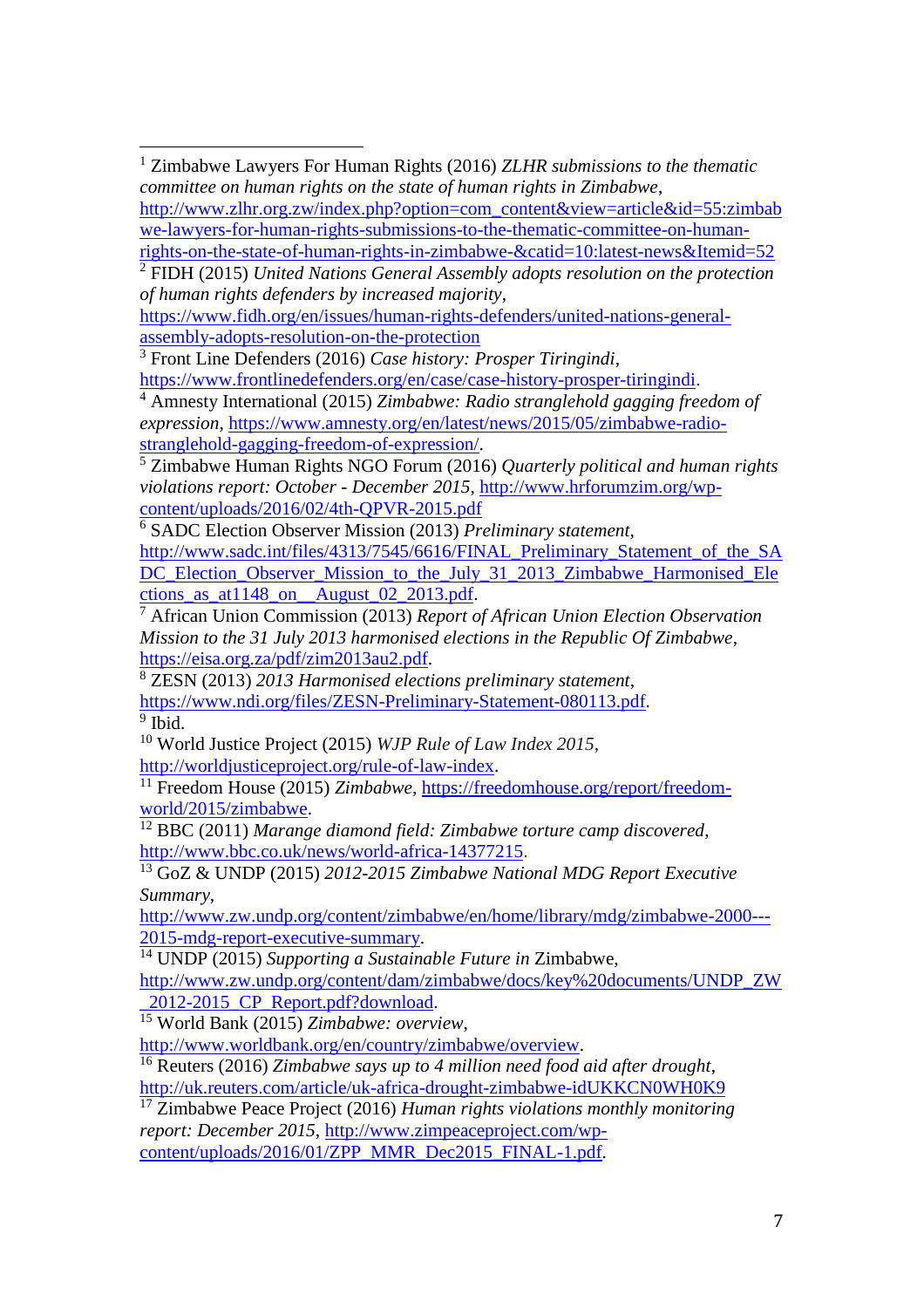[1] Zimbabwe Lawyers For Human Rights (2016) *ZLHR submissions to the thematic committee on human rights on the state of human rights in Zimbabwe*, http://www.zlhr.org.zw/index.php?option=com_content&view=article&id=55:zimbabwe-lawyers-for-human-rights-submissions-to-the-thematic-committee-on-human-rights-on-the-state-of-human-rights-in-zimbabwe-&catid=10:latest-news&Itemid=52

[2] FIDH (2015) *United Nations General Assembly adopts resolution on the protection of human rights defenders by increased majority*, https://www.fidh.org/en/issues/human-rights-defenders/united-nations-general-assembly-adopts-resolution-on-the-protection

[3] Front Line Defenders (2016) *Case history: Prosper Tiringindi*, https://www.frontlinedefenders.org/en/case/case-history-prosper-tiringindi.

[4] Amnesty International (2015) *Zimbabwe: Radio stranglehold gagging freedom of expression*, https://www.amnesty.org/en/latest/news/2015/05/zimbabwe-radio-stranglehold-gagging-freedom-of-expression/.

[5] Zimbabwe Human Rights NGO Forum (2016) *Quarterly political and human rights violations report: October - December 2015*, http://www.hrforumzim.org/wp-content/uploads/2016/02/4th-QPVR-2015.pdf

[6] SADC Election Observer Mission (2013) *Preliminary statement*, http://www.sadc.int/files/4313/7545/6616/FINAL_Preliminary_Statement_of_the_SADC_Election_Observer_Mission_to_the_July_31_2013_Zimbabwe_Harmonised_Elections_as_at1148_on__August_02_2013.pdf.

[7] African Union Commission (2013) *Report of African Union Election Observation Mission to the 31 July 2013 harmonised elections in the Republic Of Zimbabwe*, https://eisa.org.za/pdf/zim2013au2.pdf.

[8] ZESN (2013) *2013 Harmonised elections preliminary statement*, https://www.ndi.org/files/ZESN-Preliminary-Statement-080113.pdf.

[9] Ibid.

[10] World Justice Project (2015) *WJP Rule of Law Index 2015*, http://worldjusticeproject.org/rule-of-law-index.

[11] Freedom House (2015) *Zimbabwe*, https://freedomhouse.org/report/freedom-world/2015/zimbabwe.

[12] BBC (2011) *Marange diamond field: Zimbabwe torture camp discovered*, http://www.bbc.co.uk/news/world-africa-14377215.

[13] GoZ & UNDP (2015) *2012-2015 Zimbabwe National MDG Report Executive Summary*, http://www.zw.undp.org/content/zimbabwe/en/home/library/mdg/zimbabwe-2000---2015-mdg-report-executive-summary.

[14] UNDP (2015) *Supporting a Sustainable Future in* Zimbabwe, http://www.zw.undp.org/content/dam/zimbabwe/docs/key%20documents/UNDP_ZW_2012-2015_CP_Report.pdf?download.

[15] World Bank (2015) *Zimbabwe: overview*, http://www.worldbank.org/en/country/zimbabwe/overview.

[16] Reuters (2016) *Zimbabwe says up to 4 million need food aid after drought*, http://uk.reuters.com/article/uk-africa-drought-zimbabwe-idUKKCN0WH0K9

[17] Zimbabwe Peace Project (2016) *Human rights violations monthly monitoring report: December 2015*, http://www.zimpeaceproject.com/wp-content/uploads/2016/01/ZPP_MMR_Dec2015_FINAL-1.pdf.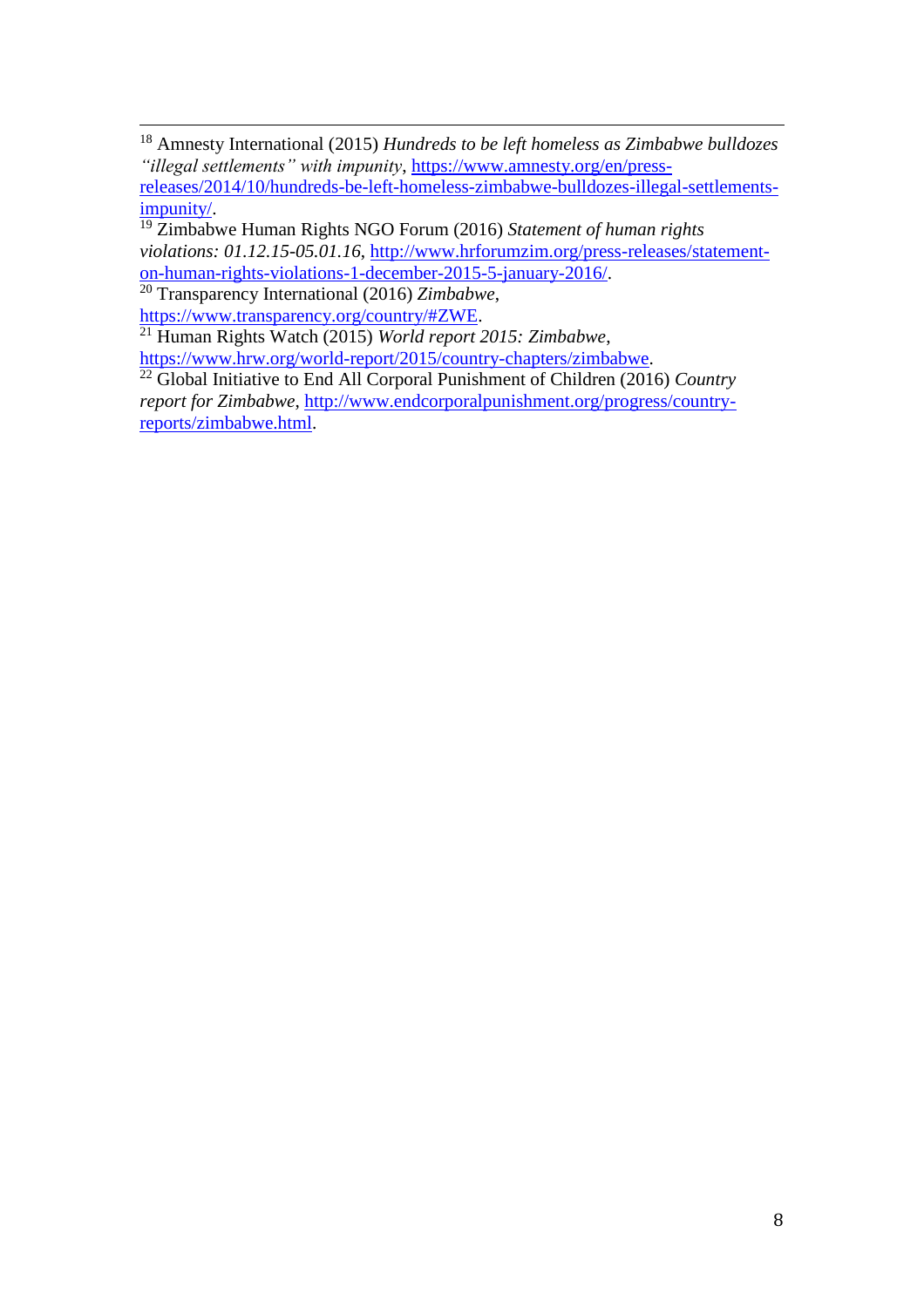[18] Amnesty International (2015) *Hundreds to be left homeless as Zimbabwe bulldozes "illegal settlements" with impunity*, https://www.amnesty.org/en/press-releases/2014/10/hundreds-be-left-homeless-zimbabwe-bulldozes-illegal-settlements-impunity/.

[19] Zimbabwe Human Rights NGO Forum (2016) *Statement of human rights violations: 01.12.15-05.01.16*, http://www.hrforumzim.org/press-releases/statement-on-human-rights-violations-1-december-2015-5-january-2016/.

[20] Transparency International (2016) *Zimbabwe*, https://www.transparency.org/country/#ZWE.

[21] Human Rights Watch (2015) *World report 2015: Zimbabwe*, https://www.hrw.org/world-report/2015/country-chapters/zimbabwe.

[22] Global Initiative to End All Corporal Punishment of Children (2016) *Country report for Zimbabwe*, http://www.endcorporalpunishment.org/progress/country-reports/zimbabwe.html.